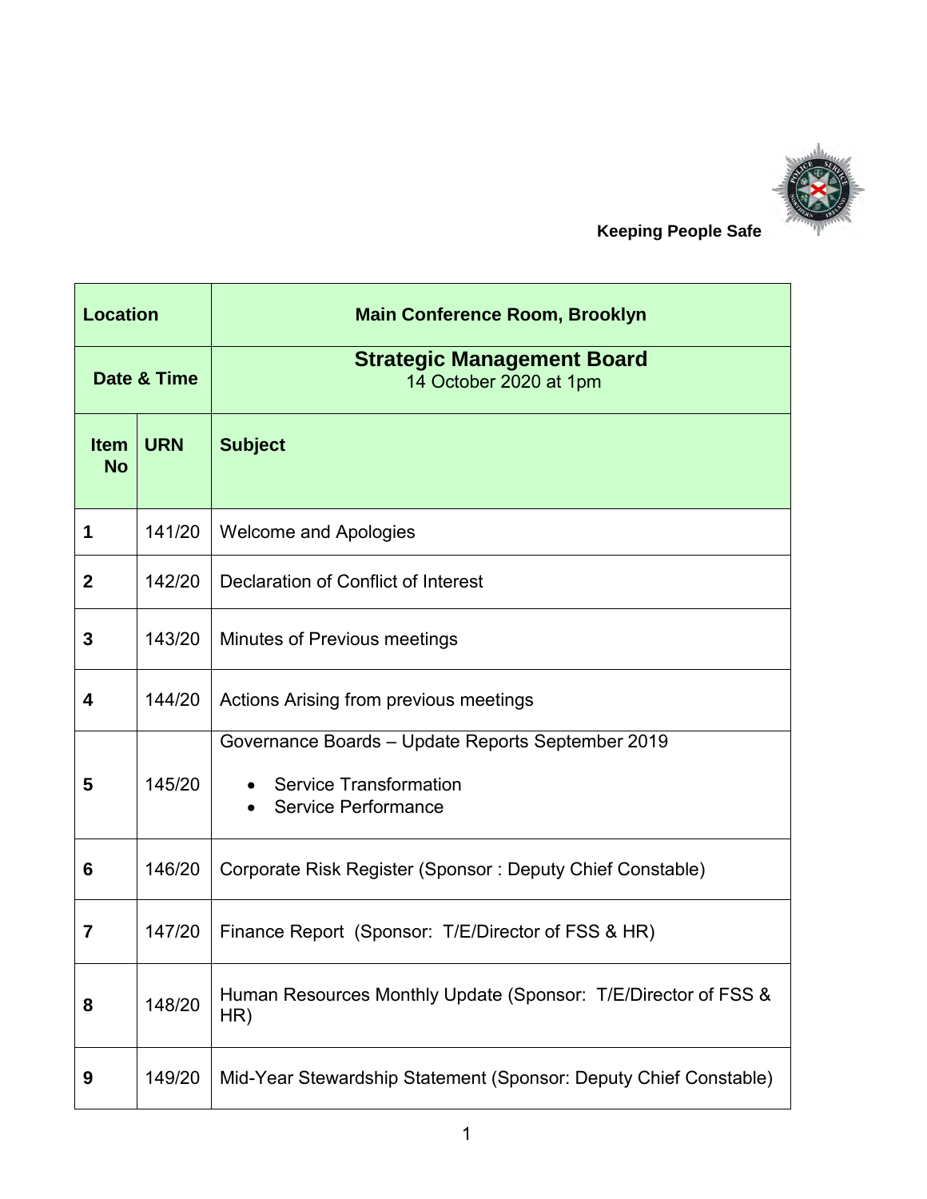**Keeping People Safe**

| Location | | Main Conference Room, Brooklyn |
|---|---|---|
| Date & Time | | **Strategic Management Board**<br>14 October 2020 at 1pm |
| **Item No** | **URN** | **Subject** |
| **1** | 141/20 | Welcome and Apologies |
| **2** | 142/20 | Declaration of Conflict of Interest |
| **3** | 143/20 | Minutes of Previous meetings |
| **4** | 144/20 | Actions Arising from previous meetings |
| **5** | 145/20 | Governance Boards – Update Reports September 2019<br>• Service Transformation<br>• Service Performance |
| **6** | 146/20 | Corporate Risk Register (Sponsor : Deputy Chief Constable) |
| **7** | 147/20 | Finance Report (Sponsor: T/E/Director of FSS & HR) |
| **8** | 148/20 | Human Resources Monthly Update (Sponsor: T/E/Director of FSS & HR) |
| **9** | 149/20 | Mid-Year Stewardship Statement (Sponsor: Deputy Chief Constable) |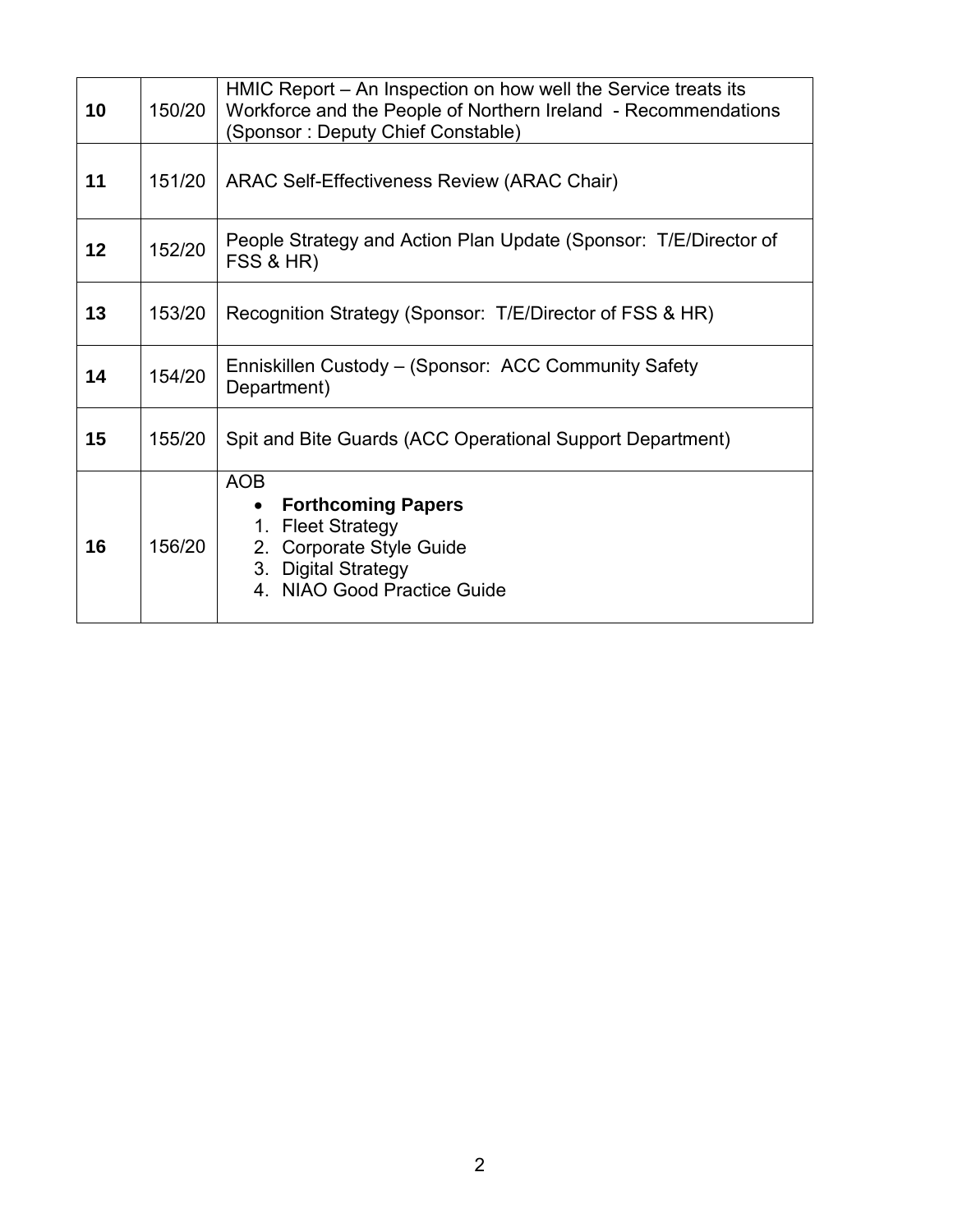| | | |
|---|---|---|
| **10** | 150/20 | HMIC Report – An Inspection on how well the Service treats its Workforce and the People of Northern Ireland - Recommendations (Sponsor : Deputy Chief Constable) |
| **11** | 151/20 | ARAC Self-Effectiveness Review (ARAC Chair) |
| **12** | 152/20 | People Strategy and Action Plan Update (Sponsor: T/E/Director of FSS & HR) |
| **13** | 153/20 | Recognition Strategy (Sponsor: T/E/Director of FSS & HR) |
| **14** | 154/20 | Enniskillen Custody – (Sponsor: ACC Community Safety Department) |
| **15** | 155/20 | Spit and Bite Guards (ACC Operational Support Department) |
| **16** | 156/20 | AOB<br>• **Forthcoming Papers**<br>1. Fleet Strategy<br>2. Corporate Style Guide<br>3. Digital Strategy<br>4. NIAO Good Practice Guide |